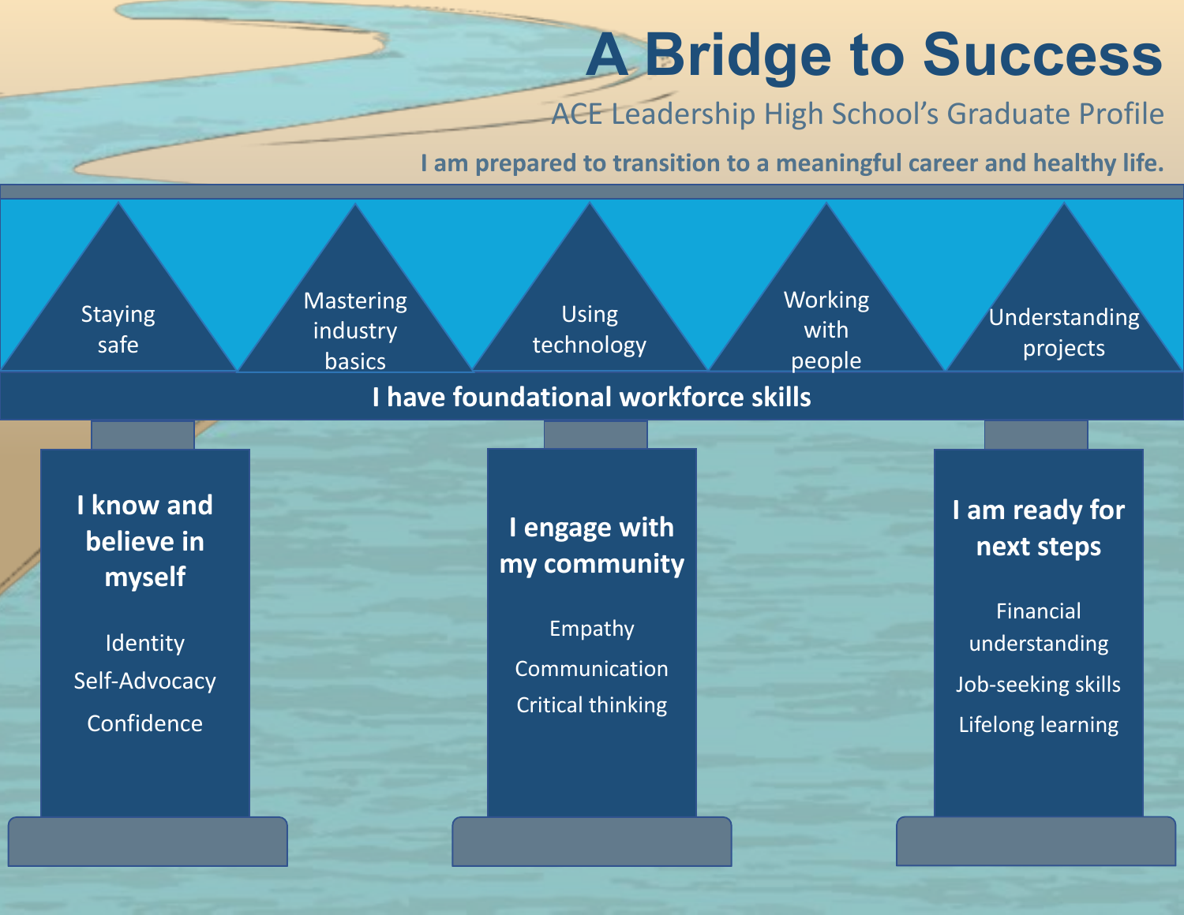# A Bridge to Success

## ACE Leadership High School's Graduate Profile

**I am prepared to transition to a meaningful career and healthy life.**

- Staying safe
- Mastering industry basics
- Using technology
- Working with people
- Understanding projects

**I have foundational workforce skills**

### I know and believe in myself

- Identity
- Self-Advocacy
- Confidence

### I engage with my community

- Empathy
- Communication
- Critical thinking

### I am ready for next steps

- Financial understanding
- Job-seeking skills
- Lifelong learning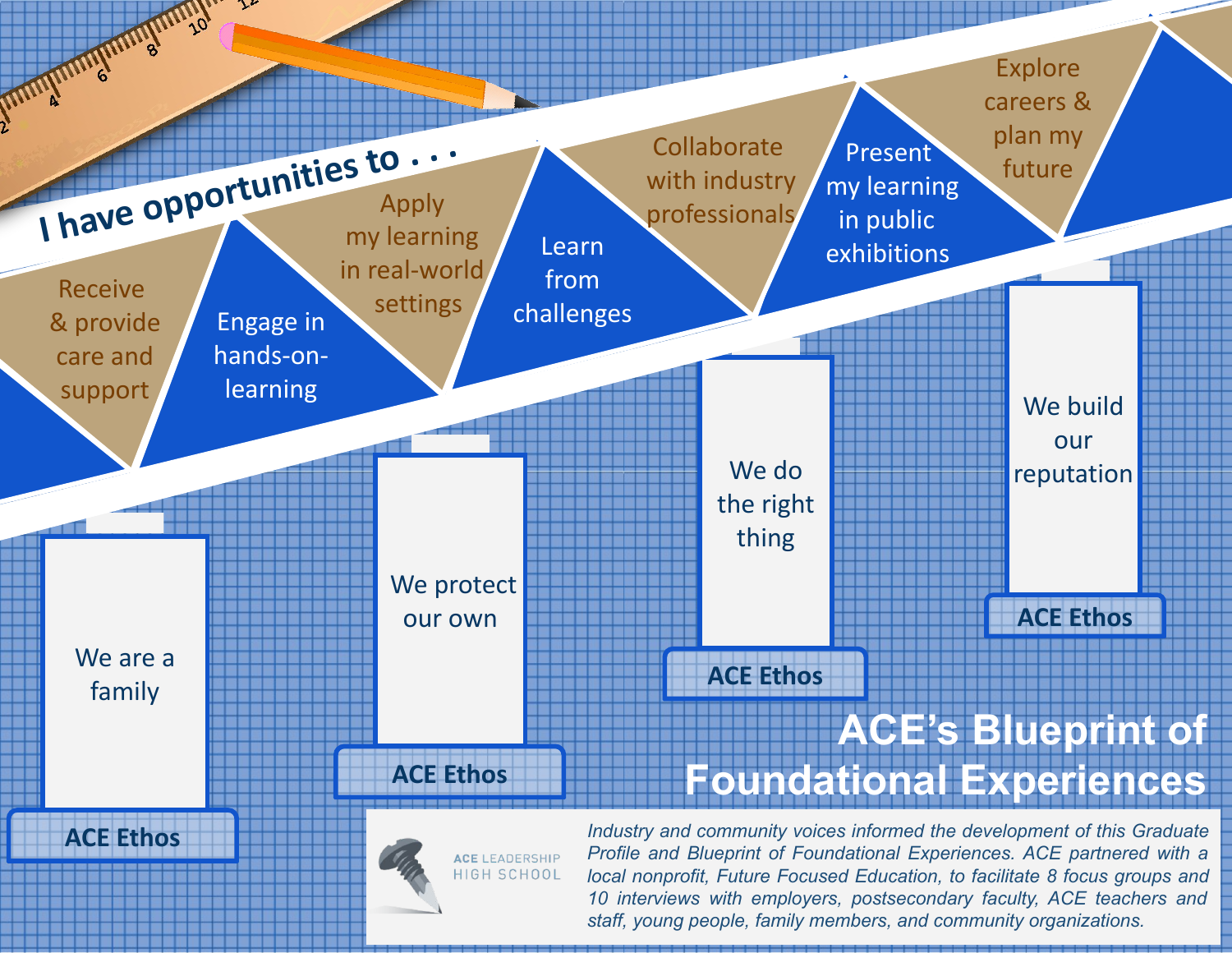# ACE's Blueprint of Foundational Experiences

## I have opportunities to . . .

- Receive & provide care and support
- Engage in hands-on-learning
- Apply my learning in real-world settings
- Learn from challenges
- Collaborate with industry professionals
- Present my learning in public exhibitions
- Explore careers & plan my future

## ACE Ethos

- We are a family
- We protect our own
- We do the right thing
- We build our reputation

ACE LEADERSHIP HIGH SCHOOL

*Industry and community voices informed the development of this Graduate Profile and Blueprint of Foundational Experiences. ACE partnered with a local nonprofit, Future Focused Education, to facilitate 8 focus groups and 10 interviews with employers, postsecondary faculty, ACE teachers and staff, young people, family members, and community organizations.*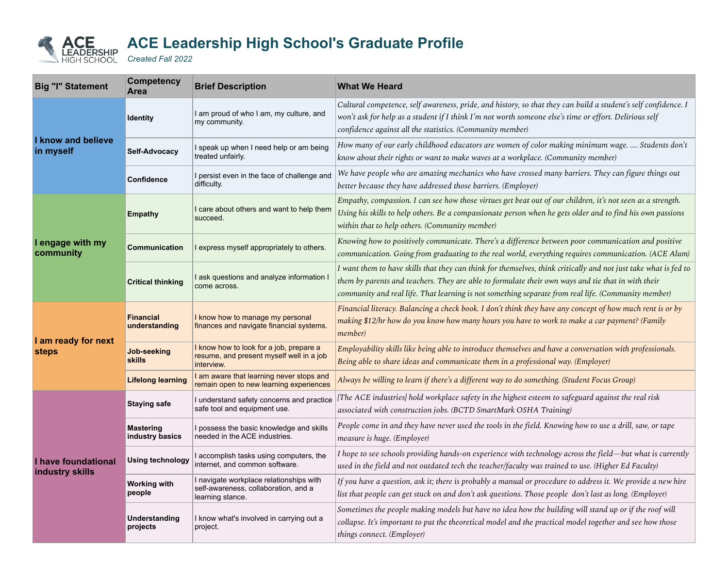# ACE Leadership High School's Graduate Profile

*Created Fall 2022*

| Big "I" Statement | Competency Area | Brief Description | What We Heard |
|---|---|---|---|
| **I know and believe in myself** | **Identity** | I am proud of who I am, my culture, and my community. | *Cultural competence, self awareness, pride, and history, so that they can build a student's self confidence. I won't ask for help as a student if I think I'm not worth someone else's time or effort. Delirious self confidence against all the statistics. (Community member)* |
| | **Self-Advocacy** | I speak up when I need help or am being treated unfairly. | *How many of our early childhood educators are women of color making minimum wage. .... Students don't know about their rights or want to make waves at a workplace. (Community member)* |
| | **Confidence** | I persist even in the face of challenge and difficulty. | *We have people who are amazing mechanics who have crossed many barriers. They can figure things out better because they have addressed those barriers. (Employer)* |
| **I engage with my community** | **Empathy** | I care about others and want to help them succeed. | *Empathy, compassion. I can see how those virtues get beat out of our children, it's not seen as a strength. Using his skills to help others. Be a compassionate person when he gets older and to find his own passions within that to help others. (Community member)* |
| | **Communication** | I express myself appropriately to others. | *Knowing how to positively communicate. There's a difference between poor communication and positive communication. Going from graduating to the real world, everything requires communication. (ACE Alum)* |
| | **Critical thinking** | I ask questions and analyze information I come across. | *I want them to have skills that they can think for themselves, think critically and not just take what is fed to them by parents and teachers. They are able to formulate their own ways and tie that in with their community and real life. That learning is not something separate from real life. (Community member)* |
| **I am ready for next steps** | **Financial understanding** | I know how to manage my personal finances and navigate financial systems. | *Financial literacy. Balancing a check book. I don't think they have any concept of how much rent is or by making $12/hr how do you know how many hours you have to work to make a car payment? (Family member)* |
| | **Job-seeking skills** | I know how to look for a job, prepare a resume, and present myself well in a job interview. | *Employability skills like being able to introduce themselves and have a conversation with professionals. Being able to share ideas and communicate them in a professional way. (Employer)* |
| | **Lifelong learning** | I am aware that learning never stops and remain open to new learning experiences | *Always be willing to learn if there's a different way to do something. (Student Focus Group)* |
| **I have foundational industry skills** | **Staying safe** | I understand safety concerns and practice safe tool and equipment use. | *[The ACE industries] hold workplace safety in the highest esteem to safeguard against the real risk associated with construction jobs. (BCTD SmartMark OSHA Training)* |
| | **Mastering industry basics** | I possess the basic knowledge and skills needed in the ACE industries. | *People come in and they have never used the tools in the field. Knowing how to use a drill, saw, or tape measure is huge. (Employer)* |
| | **Using technology** | I accomplish tasks using computers, the internet, and common software. | *I hope to see schools providing hands-on experience with technology across the field—but what is currently used in the field and not outdated tech the teacher/faculty was trained to use. (Higher Ed Faculty)* |
| | **Working with people** | I navigate workplace relationships with self-awareness, collaboration, and a learning stance. | *If you have a question, ask it; there is probably a manual or procedure to address it. We provide a new hire list that people can get stuck on and don't ask questions. Those people don't last as long. (Employer)* |
| | **Understanding projects** | I know what's involved in carrying out a project. | *Sometimes the people making models but have no idea how the building will stand up or if the roof will collapse. It's important to put the theoretical model and the practical model together and see how those things connect. (Employer)* |